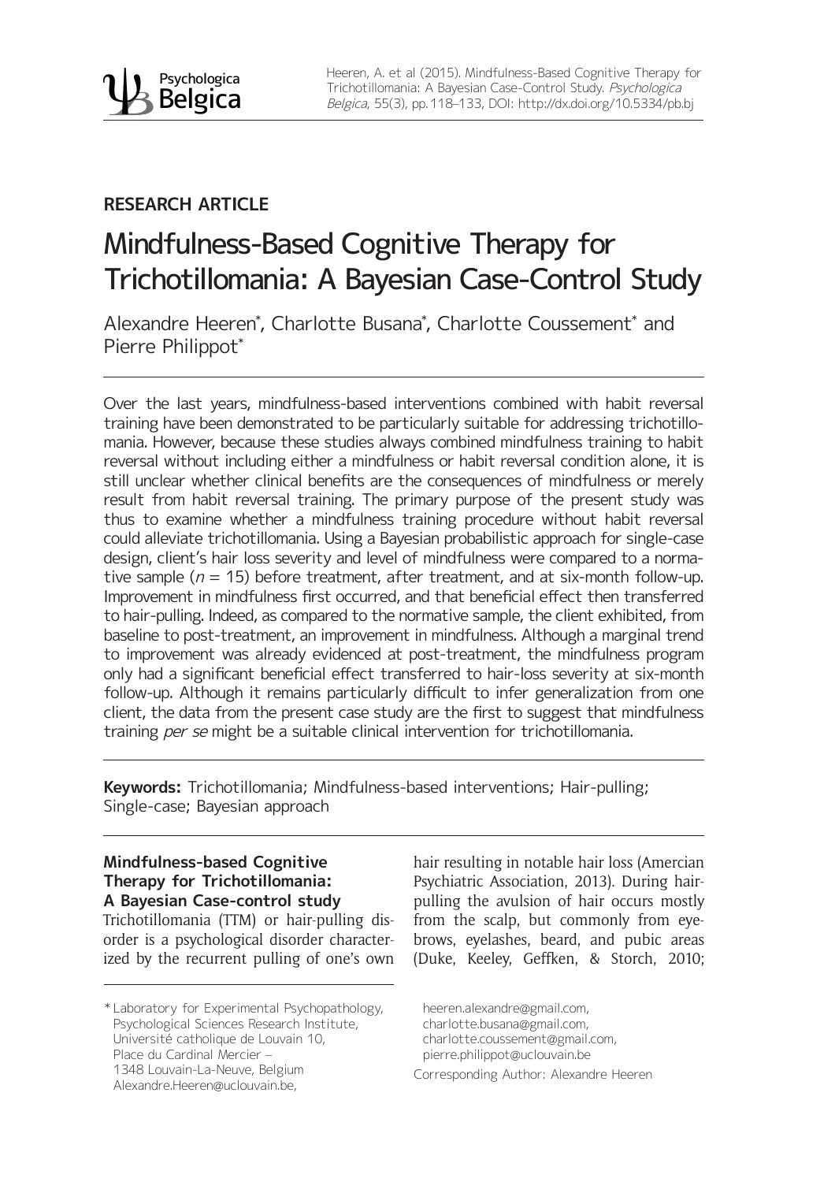RESEARCH ARTICLE

# Mindfulness-Based Cognitive Therapy for Trichotillomania: A Bayesian Case-Control Study

Alexandre Heeren*, Charlotte Busana*, Charlotte Coussement* and Pierre Philippot*

Over the last years, mindfulness-based interventions combined with habit reversal training have been demonstrated to be particularly suitable for addressing trichotillomania. However, because these studies always combined mindfulness training to habit reversal without including either a mindfulness or habit reversal condition alone, it is still unclear whether clinical benefits are the consequences of mindfulness or merely result from habit reversal training. The primary purpose of the present study was thus to examine whether a mindfulness training procedure without habit reversal could alleviate trichotillomania. Using a Bayesian probabilistic approach for single-case design, client's hair loss severity and level of mindfulness were compared to a normative sample ($n = 15$) before treatment, after treatment, and at six-month follow-up. Improvement in mindfulness first occurred, and that beneficial effect then transferred to hair-pulling. Indeed, as compared to the normative sample, the client exhibited, from baseline to post-treatment, an improvement in mindfulness. Although a marginal trend to improvement was already evidenced at post-treatment, the mindfulness program only had a significant beneficial effect transferred to hair-loss severity at six-month follow-up. Although it remains particularly difficult to infer generalization from one client, the data from the present case study are the first to suggest that mindfulness training *per se* might be a suitable clinical intervention for trichotillomania.

**Keywords:** Trichotillomania; Mindfulness-based interventions; Hair-pulling; Single-case; Bayesian approach

## Mindfulness-based Cognitive Therapy for Trichotillomania: A Bayesian Case-control study

Trichotillomania (TTM) or hair-pulling disorder is a psychological disorder characterized by the recurrent pulling of one's own hair resulting in notable hair loss (Amercian Psychiatric Association, 2013). During hair-pulling the avulsion of hair occurs mostly from the scalp, but commonly from eyebrows, eyelashes, beard, and pubic areas (Duke, Keeley, Geffken, & Storch, 2010;

\* Laboratory for Experimental Psychopathology, Psychological Sciences Research Institute, Université catholique de Louvain 10, Place du Cardinal Mercier – 1348 Louvain-La-Neuve, Belgium
Alexandre.Heeren@uclouvain.be, heeren.alexandre@gmail.com, charlotte.busana@gmail.com, charlotte.coussement@gmail.com, pierre.philippot@uclouvain.be

Corresponding Author: Alexandre Heeren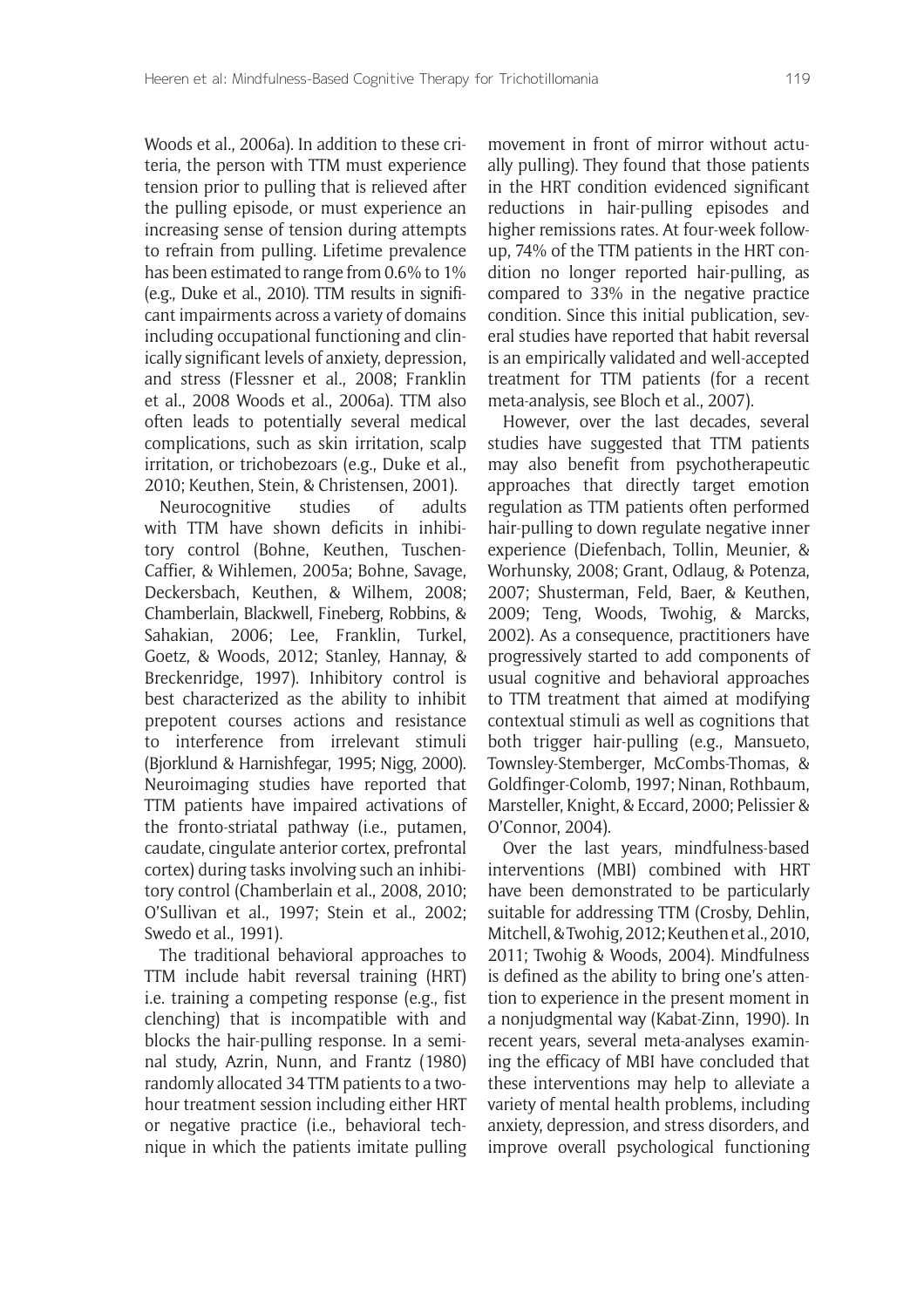Woods et al., 2006a). In addition to these criteria, the person with TTM must experience tension prior to pulling that is relieved after the pulling episode, or must experience an increasing sense of tension during attempts to refrain from pulling. Lifetime prevalence has been estimated to range from 0.6% to 1% (e.g., Duke et al., 2010). TTM results in significant impairments across a variety of domains including occupational functioning and clinically significant levels of anxiety, depression, and stress (Flessner et al., 2008; Franklin et al., 2008 Woods et al., 2006a). TTM also often leads to potentially several medical complications, such as skin irritation, scalp irritation, or trichobezoars (e.g., Duke et al., 2010; Keuthen, Stein, & Christensen, 2001).

Neurocognitive studies of adults with TTM have shown deficits in inhibitory control (Bohne, Keuthen, Tuschen-Caffier, & Wihlemen, 2005a; Bohne, Savage, Deckersbach, Keuthen, & Wilhem, 2008; Chamberlain, Blackwell, Fineberg, Robbins, & Sahakian, 2006; Lee, Franklin, Turkel, Goetz, & Woods, 2012; Stanley, Hannay, & Breckenridge, 1997). Inhibitory control is best characterized as the ability to inhibit prepotent courses actions and resistance to interference from irrelevant stimuli (Bjorklund & Harnishfegar, 1995; Nigg, 2000). Neuroimaging studies have reported that TTM patients have impaired activations of the fronto-striatal pathway (i.e., putamen, caudate, cingulate anterior cortex, prefrontal cortex) during tasks involving such an inhibitory control (Chamberlain et al., 2008, 2010; O'Sullivan et al., 1997; Stein et al., 2002; Swedo et al., 1991).

The traditional behavioral approaches to TTM include habit reversal training (HRT) i.e. training a competing response (e.g., fist clenching) that is incompatible with and blocks the hair-pulling response. In a seminal study, Azrin, Nunn, and Frantz (1980) randomly allocated 34 TTM patients to a two-hour treatment session including either HRT or negative practice (i.e., behavioral technique in which the patients imitate pulling movement in front of mirror without actually pulling). They found that those patients in the HRT condition evidenced significant reductions in hair-pulling episodes and higher remissions rates. At four-week follow-up, 74% of the TTM patients in the HRT condition no longer reported hair-pulling, as compared to 33% in the negative practice condition. Since this initial publication, several studies have reported that habit reversal is an empirically validated and well-accepted treatment for TTM patients (for a recent meta-analysis, see Bloch et al., 2007).

However, over the last decades, several studies have suggested that TTM patients may also benefit from psychotherapeutic approaches that directly target emotion regulation as TTM patients often performed hair-pulling to down regulate negative inner experience (Diefenbach, Tollin, Meunier, & Worhunsky, 2008; Grant, Odlaug, & Potenza, 2007; Shusterman, Feld, Baer, & Keuthen, 2009; Teng, Woods, Twohig, & Marcks, 2002). As a consequence, practitioners have progressively started to add components of usual cognitive and behavioral approaches to TTM treatment that aimed at modifying contextual stimuli as well as cognitions that both trigger hair-pulling (e.g., Mansueto, Townsley-Stemberger, McCombs-Thomas, & Goldfinger-Colomb, 1997; Ninan, Rothbaum, Marsteller, Knight, & Eccard, 2000; Pelissier & O'Connor, 2004).

Over the last years, mindfulness-based interventions (MBI) combined with HRT have been demonstrated to be particularly suitable for addressing TTM (Crosby, Dehlin, Mitchell, & Twohig, 2012; Keuthen et al., 2010, 2011; Twohig & Woods, 2004). Mindfulness is defined as the ability to bring one's attention to experience in the present moment in a nonjudgmental way (Kabat-Zinn, 1990). In recent years, several meta-analyses examining the efficacy of MBI have concluded that these interventions may help to alleviate a variety of mental health problems, including anxiety, depression, and stress disorders, and improve overall psychological functioning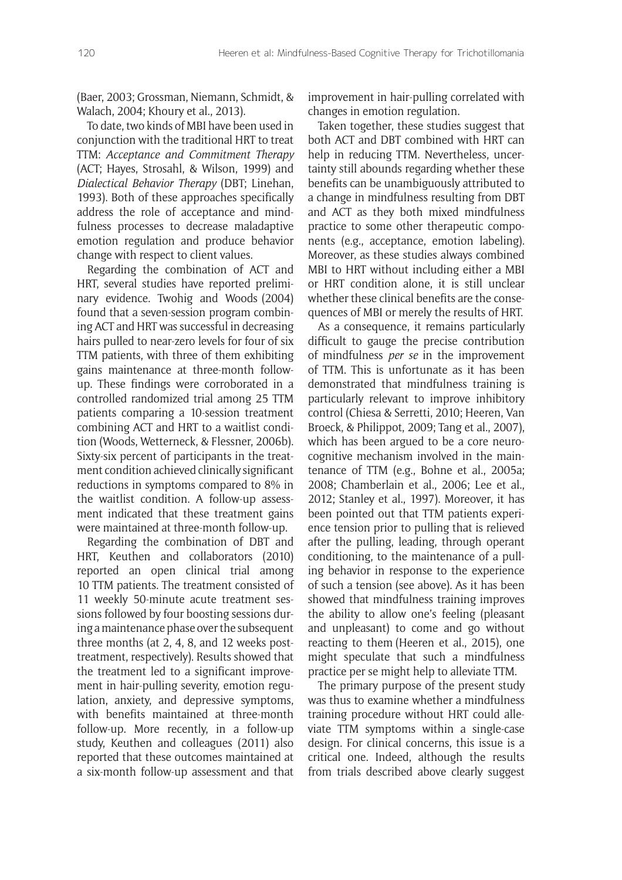(Baer, 2003; Grossman, Niemann, Schmidt, & Walach, 2004; Khoury et al., 2013).

To date, two kinds of MBI have been used in conjunction with the traditional HRT to treat TTM: *Acceptance and Commitment Therapy* (ACT; Hayes, Strosahl, & Wilson, 1999) and *Dialectical Behavior Therapy* (DBT; Linehan, 1993). Both of these approaches specifically address the role of acceptance and mindfulness processes to decrease maladaptive emotion regulation and produce behavior change with respect to client values.

Regarding the combination of ACT and HRT, several studies have reported preliminary evidence. Twohig and Woods (2004) found that a seven-session program combining ACT and HRT was successful in decreasing hairs pulled to near-zero levels for four of six TTM patients, with three of them exhibiting gains maintenance at three-month follow-up. These findings were corroborated in a controlled randomized trial among 25 TTM patients comparing a 10-session treatment combining ACT and HRT to a waitlist condition (Woods, Wetterneck, & Flessner, 2006b). Sixty-six percent of participants in the treatment condition achieved clinically significant reductions in symptoms compared to 8% in the waitlist condition. A follow-up assessment indicated that these treatment gains were maintained at three-month follow-up.

Regarding the combination of DBT and HRT, Keuthen and collaborators (2010) reported an open clinical trial among 10 TTM patients. The treatment consisted of 11 weekly 50-minute acute treatment sessions followed by four boosting sessions during a maintenance phase over the subsequent three months (at 2, 4, 8, and 12 weeks post-treatment, respectively). Results showed that the treatment led to a significant improvement in hair-pulling severity, emotion regulation, anxiety, and depressive symptoms, with benefits maintained at three-month follow-up. More recently, in a follow-up study, Keuthen and colleagues (2011) also reported that these outcomes maintained at a six-month follow-up assessment and that improvement in hair-pulling correlated with changes in emotion regulation.

Taken together, these studies suggest that both ACT and DBT combined with HRT can help in reducing TTM. Nevertheless, uncertainty still abounds regarding whether these benefits can be unambiguously attributed to a change in mindfulness resulting from DBT and ACT as they both mixed mindfulness practice to some other therapeutic components (e.g., acceptance, emotion labeling). Moreover, as these studies always combined MBI to HRT without including either a MBI or HRT condition alone, it is still unclear whether these clinical benefits are the consequences of MBI or merely the results of HRT.

As a consequence, it remains particularly difficult to gauge the precise contribution of mindfulness *per se* in the improvement of TTM. This is unfortunate as it has been demonstrated that mindfulness training is particularly relevant to improve inhibitory control (Chiesa & Serretti, 2010; Heeren, Van Broeck, & Philippot, 2009; Tang et al., 2007), which has been argued to be a core neurocognitive mechanism involved in the maintenance of TTM (e.g., Bohne et al., 2005a; 2008; Chamberlain et al., 2006; Lee et al., 2012; Stanley et al., 1997). Moreover, it has been pointed out that TTM patients experience tension prior to pulling that is relieved after the pulling, leading, through operant conditioning, to the maintenance of a pulling behavior in response to the experience of such a tension (see above). As it has been showed that mindfulness training improves the ability to allow one's feeling (pleasant and unpleasant) to come and go without reacting to them (Heeren et al., 2015), one might speculate that such a mindfulness practice per se might help to alleviate TTM.

The primary purpose of the present study was thus to examine whether a mindfulness training procedure without HRT could alleviate TTM symptoms within a single-case design. For clinical concerns, this issue is a critical one. Indeed, although the results from trials described above clearly suggest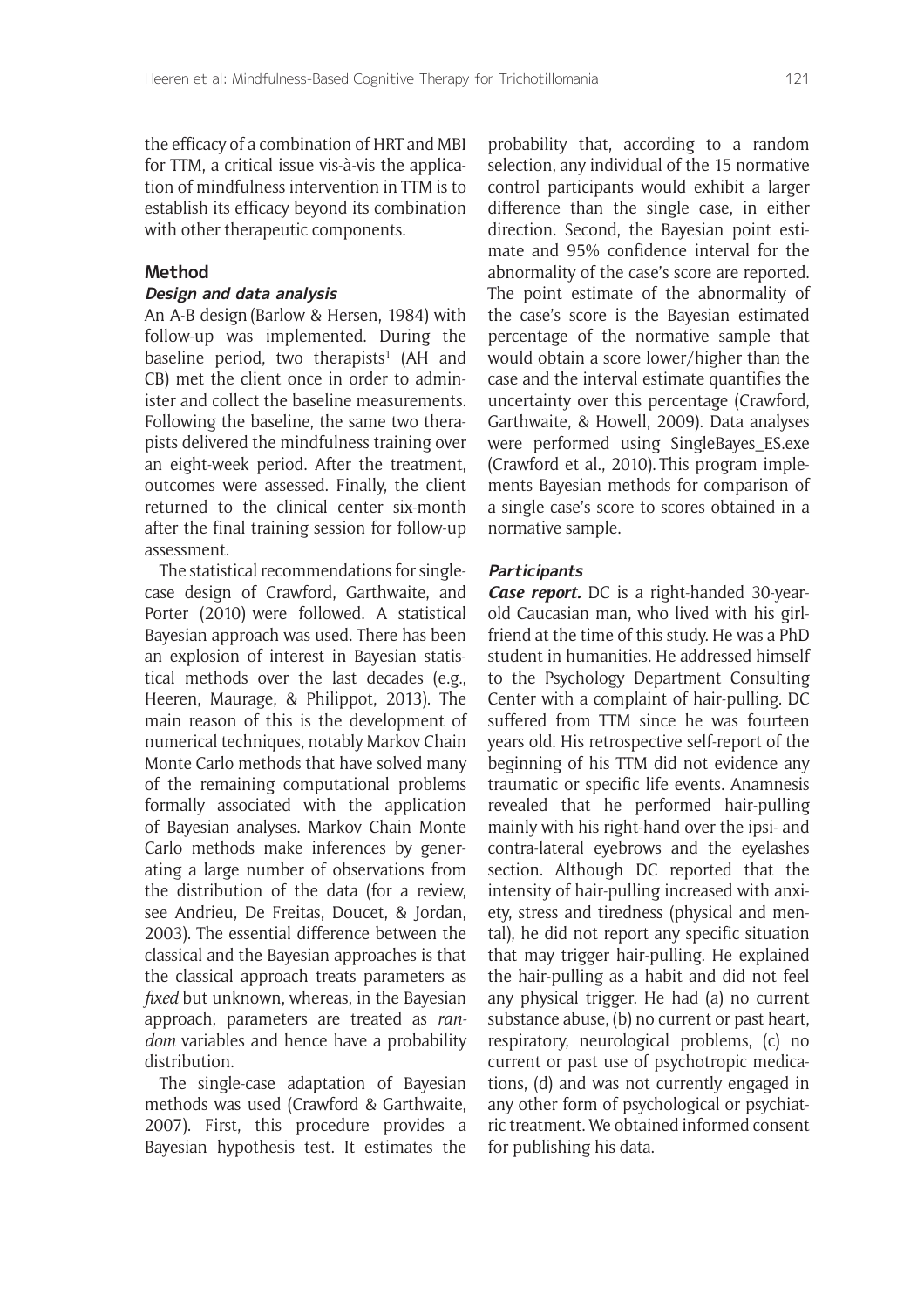the efficacy of a combination of HRT and MBI for TTM, a critical issue vis-à-vis the application of mindfulness intervention in TTM is to establish its efficacy beyond its combination with other therapeutic components.

## Method

### Design and data analysis

An A-B design (Barlow & Hersen, 1984) with follow-up was implemented. During the baseline period, two therapists[1] (AH and CB) met the client once in order to administer and collect the baseline measurements. Following the baseline, the same two therapists delivered the mindfulness training over an eight-week period. After the treatment, outcomes were assessed. Finally, the client returned to the clinical center six-month after the final training session for follow-up assessment.

The statistical recommendations for single-case design of Crawford, Garthwaite, and Porter (2010) were followed. A statistical Bayesian approach was used. There has been an explosion of interest in Bayesian statistical methods over the last decades (e.g., Heeren, Maurage, & Philippot, 2013). The main reason of this is the development of numerical techniques, notably Markov Chain Monte Carlo methods that have solved many of the remaining computational problems formally associated with the application of Bayesian analyses. Markov Chain Monte Carlo methods make inferences by generating a large number of observations from the distribution of the data (for a review, see Andrieu, De Freitas, Doucet, & Jordan, 2003). The essential difference between the classical and the Bayesian approaches is that the classical approach treats parameters as *fixed* but unknown, whereas, in the Bayesian approach, parameters are treated as *random* variables and hence have a probability distribution.

The single-case adaptation of Bayesian methods was used (Crawford & Garthwaite, 2007). First, this procedure provides a Bayesian hypothesis test. It estimates the probability that, according to a random selection, any individual of the 15 normative control participants would exhibit a larger difference than the single case, in either direction. Second, the Bayesian point estimate and 95% confidence interval for the abnormality of the case's score are reported. The point estimate of the abnormality of the case's score is the Bayesian estimated percentage of the normative sample that would obtain a score lower/higher than the case and the interval estimate quantifies the uncertainty over this percentage (Crawford, Garthwaite, & Howell, 2009). Data analyses were performed using SingleBayes_ES.exe (Crawford et al., 2010). This program implements Bayesian methods for comparison of a single case's score to scores obtained in a normative sample.

### Participants

***Case report.*** DC is a right-handed 30-year-old Caucasian man, who lived with his girlfriend at the time of this study. He was a PhD student in humanities. He addressed himself to the Psychology Department Consulting Center with a complaint of hair-pulling. DC suffered from TTM since he was fourteen years old. His retrospective self-report of the beginning of his TTM did not evidence any traumatic or specific life events. Anamnesis revealed that he performed hair-pulling mainly with his right-hand over the ipsi- and contra-lateral eyebrows and the eyelashes section. Although DC reported that the intensity of hair-pulling increased with anxiety, stress and tiredness (physical and mental), he did not report any specific situation that may trigger hair-pulling. He explained the hair-pulling as a habit and did not feel any physical trigger. He had (a) no current substance abuse, (b) no current or past heart, respiratory, neurological problems, (c) no current or past use of psychotropic medications, (d) and was not currently engaged in any other form of psychological or psychiatric treatment. We obtained informed consent for publishing his data.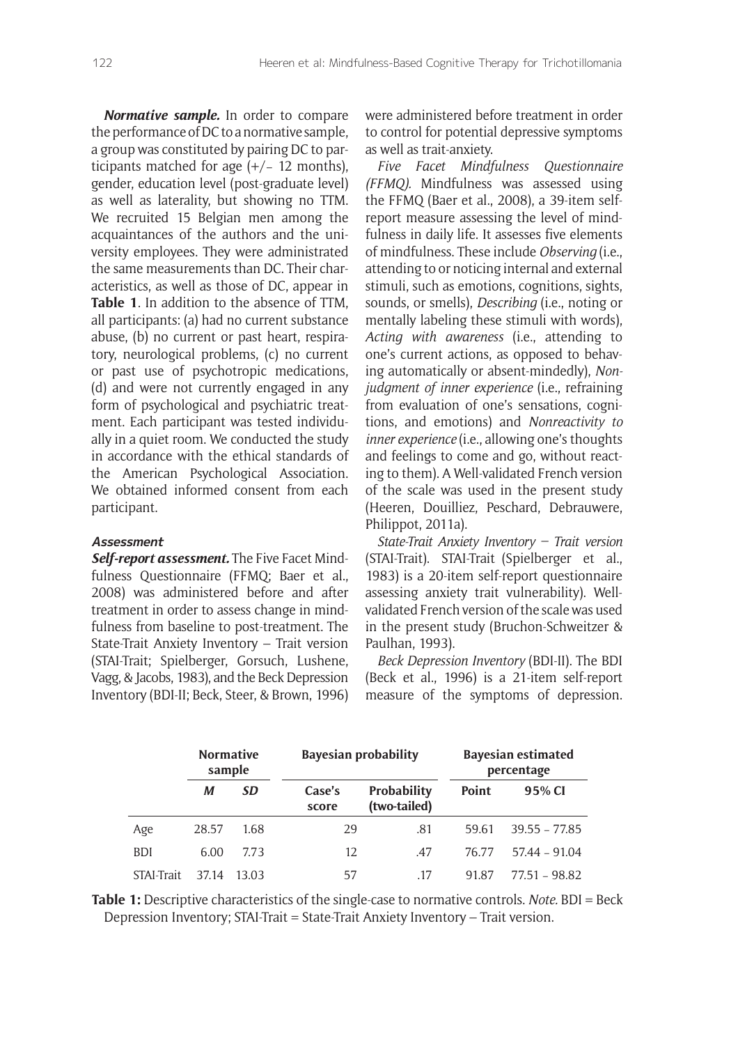***Normative sample.*** In order to compare the performance of DC to a normative sample, a group was constituted by pairing DC to participants matched for age (+/– 12 months), gender, education level (post-graduate level) as well as laterality, but showing no TTM. We recruited 15 Belgian men among the acquaintances of the authors and the university employees. They were administrated the same measurements than DC. Their characteristics, as well as those of DC, appear in **Table 1**. In addition to the absence of TTM, all participants: (a) had no current substance abuse, (b) no current or past heart, respiratory, neurological problems, (c) no current or past use of psychotropic medications, (d) and were not currently engaged in any form of psychological and psychiatric treatment. Each participant was tested individually in a quiet room. We conducted the study in accordance with the ethical standards of the American Psychological Association. We obtained informed consent from each participant.

#### *Assessment*

***Self-report assessment.*** The Five Facet Mindfulness Questionnaire (FFMQ; Baer et al., 2008) was administered before and after treatment in order to assess change in mindfulness from baseline to post-treatment. The State-Trait Anxiety Inventory – Trait version (STAI-Trait; Spielberger, Gorsuch, Lushene, Vagg, & Jacobs, 1983), and the Beck Depression Inventory (BDI-II; Beck, Steer, & Brown, 1996) were administered before treatment in order to control for potential depressive symptoms as well as trait-anxiety.

*Five Facet Mindfulness Questionnaire (FFMQ).* Mindfulness was assessed using the FFMQ (Baer et al., 2008), a 39-item self-report measure assessing the level of mindfulness in daily life. It assesses five elements of mindfulness. These include *Observing* (i.e., attending to or noticing internal and external stimuli, such as emotions, cognitions, sights, sounds, or smells), *Describing* (i.e., noting or mentally labeling these stimuli with words), *Acting with awareness* (i.e., attending to one's current actions, as opposed to behaving automatically or absent-mindedly), *Nonjudgment of inner experience* (i.e., refraining from evaluation of one's sensations, cognitions, and emotions) and *Nonreactivity to inner experience* (i.e., allowing one's thoughts and feelings to come and go, without reacting to them). A Well-validated French version of the scale was used in the present study (Heeren, Douilliez, Peschard, Debrauwere, Philippot, 2011a).

*State-Trait Anxiety Inventory – Trait version* (STAI-Trait). STAI-Trait (Spielberger et al., 1983) is a 20-item self-report questionnaire assessing anxiety trait vulnerability). Well-validated French version of the scale was used in the present study (Bruchon-Schweitzer & Paulhan, 1993).

*Beck Depression Inventory* (BDI-II). The BDI (Beck et al., 1996) is a 21-item self-report measure of the symptoms of depression.

| | Normative sample | | Bayesian probability | | Bayesian estimated percentage | |
|---|---|---|---|---|---|---|
| | *M* | *SD* | Case's score | Probability (two-tailed) | Point | 95% CI |
| Age | 28.57 | 1.68 | 29 | .81 | 59.61 | 39.55 – 77.85 |
| BDI | 6.00 | 7.73 | 12 | .47 | 76.77 | 57.44 – 91.04 |
| STAI-Trait | 37.14 | 13.03 | 57 | .17 | 91.87 | 77.51 – 98.82 |

**Table 1:** Descriptive characteristics of the single-case to normative controls. *Note.* BDI = Beck Depression Inventory; STAI-Trait = State-Trait Anxiety Inventory – Trait version.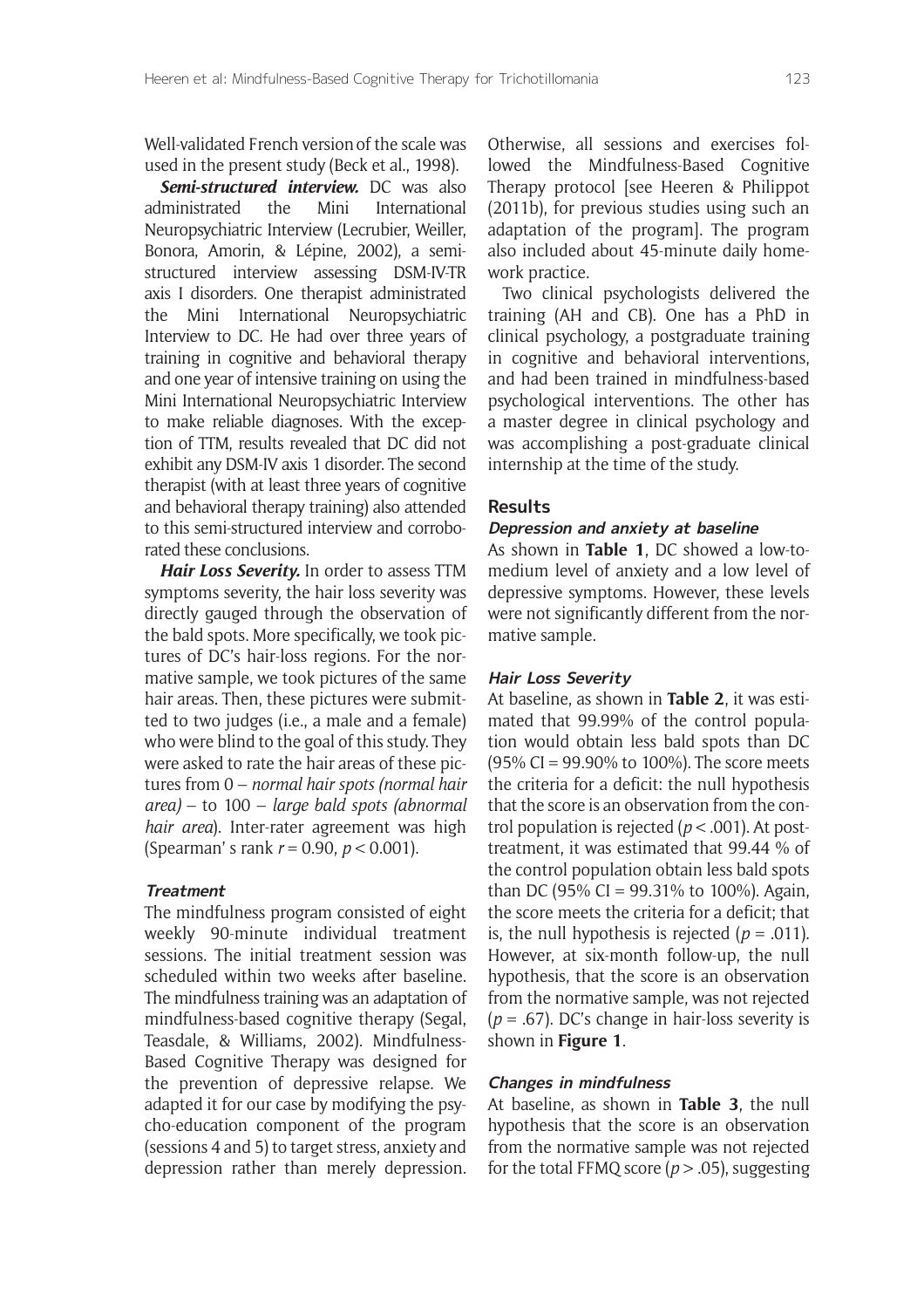Well-validated French version of the scale was used in the present study (Beck et al., 1998).

***Semi-structured interview.*** DC was also administrated the Mini International Neuropsychiatric Interview (Lecrubier, Weiller, Bonora, Amorin, & Lépine, 2002), a semi-structured interview assessing DSM-IV-TR axis I disorders. One therapist administrated the Mini International Neuropsychiatric Interview to DC. He had over three years of training in cognitive and behavioral therapy and one year of intensive training on using the Mini International Neuropsychiatric Interview to make reliable diagnoses. With the exception of TTM, results revealed that DC did not exhibit any DSM-IV axis 1 disorder. The second therapist (with at least three years of cognitive and behavioral therapy training) also attended to this semi-structured interview and corroborated these conclusions.

***Hair Loss Severity.*** In order to assess TTM symptoms severity, the hair loss severity was directly gauged through the observation of the bald spots. More specifically, we took pictures of DC's hair-loss regions. For the normative sample, we took pictures of the same hair areas. Then, these pictures were submitted to two judges (i.e., a male and a female) who were blind to the goal of this study. They were asked to rate the hair areas of these pictures from 0 – *normal hair spots (normal hair area)* – to 100 – *large bald spots (abnormal hair area)*. Inter-rater agreement was high (Spearman' s rank $r = 0.90$, $p < 0.001$).

#### Treatment

The mindfulness program consisted of eight weekly 90-minute individual treatment sessions. The initial treatment session was scheduled within two weeks after baseline. The mindfulness training was an adaptation of mindfulness-based cognitive therapy (Segal, Teasdale, & Williams, 2002). Mindfulness-Based Cognitive Therapy was designed for the prevention of depressive relapse. We adapted it for our case by modifying the psycho-education component of the program (sessions 4 and 5) to target stress, anxiety and depression rather than merely depression. Otherwise, all sessions and exercises followed the Mindfulness-Based Cognitive Therapy protocol [see Heeren & Philippot (2011b), for previous studies using such an adaptation of the program]. The program also included about 45-minute daily homework practice.

Two clinical psychologists delivered the training (AH and CB). One has a PhD in clinical psychology, a postgraduate training in cognitive and behavioral interventions, and had been trained in mindfulness-based psychological interventions. The other has a master degree in clinical psychology and was accomplishing a post-graduate clinical internship at the time of the study.

## Results

#### Depression and anxiety at baseline

As shown in **Table 1**, DC showed a low-to-medium level of anxiety and a low level of depressive symptoms. However, these levels were not significantly different from the normative sample.

#### Hair Loss Severity

At baseline, as shown in **Table 2**, it was estimated that 99.99% of the control population would obtain less bald spots than DC (95% CI = 99.90% to 100%). The score meets the criteria for a deficit: the null hypothesis that the score is an observation from the control population is rejected ($p < .001$). At post-treatment, it was estimated that 99.44 % of the control population obtain less bald spots than DC (95% CI = 99.31% to 100%). Again, the score meets the criteria for a deficit; that is, the null hypothesis is rejected ($p = .011$). However, at six-month follow-up, the null hypothesis, that the score is an observation from the normative sample, was not rejected ($p = .67$). DC's change in hair-loss severity is shown in **Figure 1**.

#### Changes in mindfulness

At baseline, as shown in **Table 3**, the null hypothesis that the score is an observation from the normative sample was not rejected for the total FFMQ score ($p > .05$), suggesting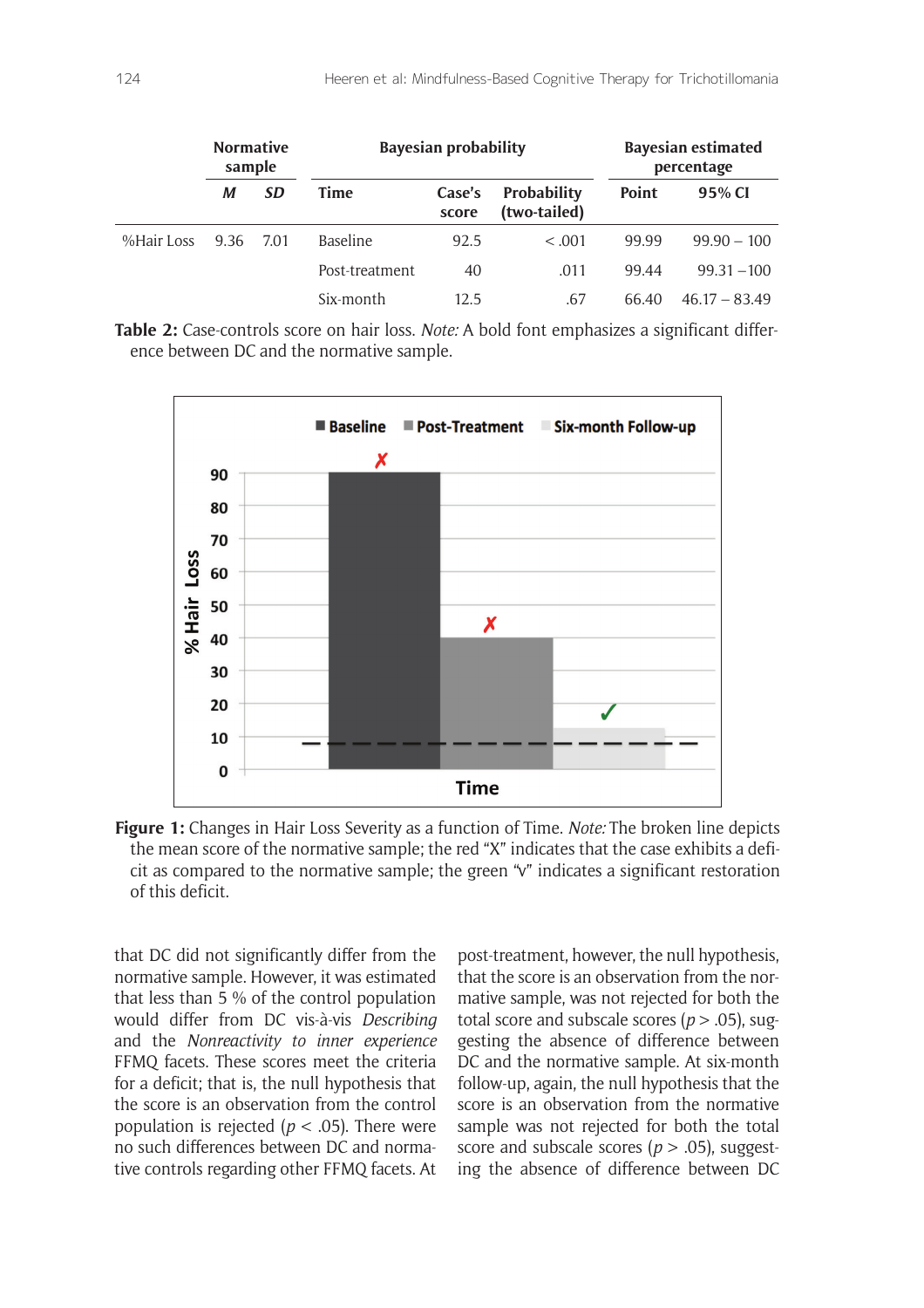| | Normative sample | | Bayesian probability | | | Bayesian estimated percentage | |
|---|---|---|---|---|---|---|---|
| | *M* | *SD* | Time | Case's score | Probability (two-tailed) | Point | 95% CI |
| %Hair Loss | 9.36 | 7.01 | Baseline | 92.5 | < .001 | 99.99 | 99.90 – 100 |
| | | | Post-treatment | 40 | .011 | 99.44 | 99.31 – 100 |
| | | | Six-month | 12.5 | .67 | 66.40 | 46.17 – 83.49 |

**Table 2:** Case-controls score on hair loss. *Note:* A bold font emphasizes a significant difference between DC and the normative sample.

**Figure 1:** Changes in Hair Loss Severity as a function of Time. *Note:* The broken line depicts the mean score of the normative sample; the red "X" indicates that the case exhibits a deficit as compared to the normative sample; the green "√" indicates a significant restoration of this deficit.

that DC did not significantly differ from the normative sample. However, it was estimated that less than 5 % of the control population would differ from DC vis-à-vis *Describing* and the *Nonreactivity to inner experience* FFMQ facets. These scores meet the criteria for a deficit; that is, the null hypothesis that the score is an observation from the control population is rejected ($p < .05$). There were no such differences between DC and normative controls regarding other FFMQ facets. At post-treatment, however, the null hypothesis, that the score is an observation from the normative sample, was not rejected for both the total score and subscale scores ($p > .05$), suggesting the absence of difference between DC and the normative sample. At six-month follow-up, again, the null hypothesis that the score is an observation from the normative sample was not rejected for both the total score and subscale scores ($p > .05$), suggesting the absence of difference between DC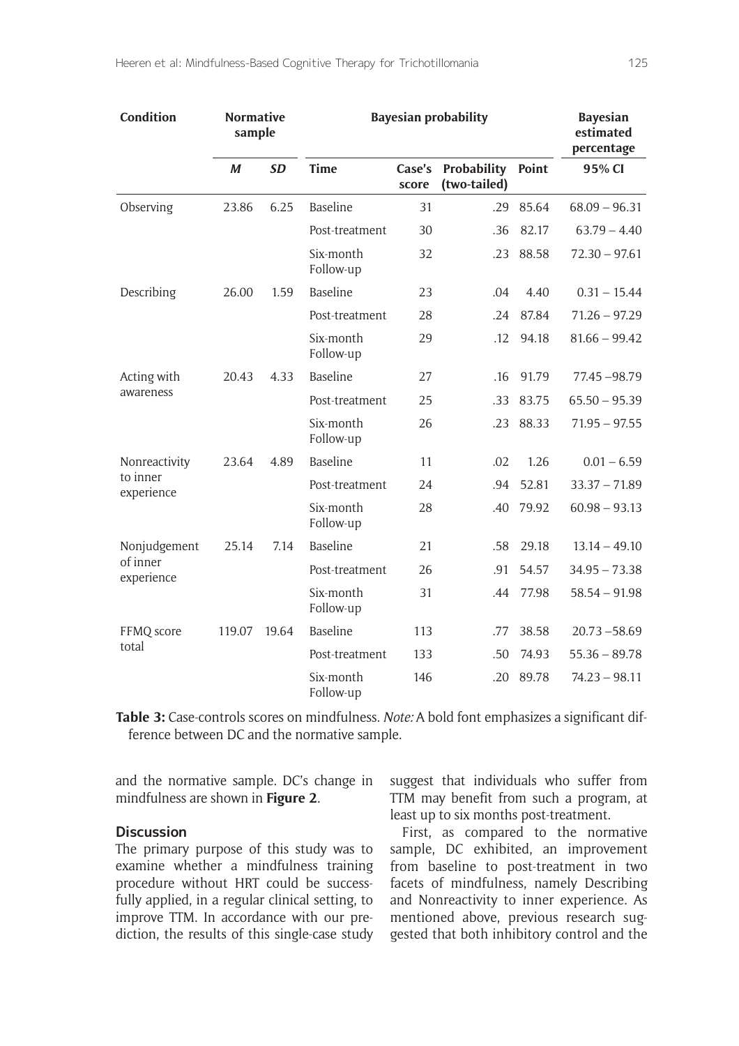| Condition | Normative sample | | Bayesian probability | | | | Bayesian estimated percentage |
|---|---|---|---|---|---|---|---|
| | ***M*** | ***SD*** | **Time** | **Case's score** | **Probability (two-tailed)** | **Point** | **95% CI** |
| Observing | 23.86 | 6.25 | Baseline | 31 | .29 | 85.64 | 68.09 – 96.31 |
| | | | Post-treatment | 30 | .36 | 82.17 | 63.79 – 4.40 |
| | | | Six-month Follow-up | 32 | .23 | 88.58 | 72.30 – 97.61 |
| Describing | 26.00 | 1.59 | Baseline | 23 | .04 | 4.40 | 0.31 – 15.44 |
| | | | Post-treatment | 28 | .24 | 87.84 | 71.26 – 97.29 |
| | | | Six-month Follow-up | 29 | .12 | 94.18 | 81.66 – 99.42 |
| Acting with awareness | 20.43 | 4.33 | Baseline | 27 | .16 | 91.79 | 77.45 –98.79 |
| | | | Post-treatment | 25 | .33 | 83.75 | 65.50 – 95.39 |
| | | | Six-month Follow-up | 26 | .23 | 88.33 | 71.95 – 97.55 |
| Nonreactivity to inner experience | 23.64 | 4.89 | Baseline | 11 | .02 | 1.26 | 0.01 – 6.59 |
| | | | Post-treatment | 24 | .94 | 52.81 | 33.37 – 71.89 |
| | | | Six-month Follow-up | 28 | .40 | 79.92 | 60.98 – 93.13 |
| Nonjudgement of inner experience | 25.14 | 7.14 | Baseline | 21 | .58 | 29.18 | 13.14 – 49.10 |
| | | | Post-treatment | 26 | .91 | 54.57 | 34.95 – 73.38 |
| | | | Six-month Follow-up | 31 | .44 | 77.98 | 58.54 – 91.98 |
| FFMQ score total | 119.07 | 19.64 | Baseline | 113 | .77 | 38.58 | 20.73 –58.69 |
| | | | Post-treatment | 133 | .50 | 74.93 | 55.36 – 89.78 |
| | | | Six-month Follow-up | 146 | .20 | 89.78 | 74.23 – 98.11 |

**Table 3:** Case-controls scores on mindfulness. *Note:* A bold font emphasizes a significant difference between DC and the normative sample.

and the normative sample. DC's change in mindfulness are shown in **Figure 2**.

### Discussion

The primary purpose of this study was to examine whether a mindfulness training procedure without HRT could be successfully applied, in a regular clinical setting, to improve TTM. In accordance with our prediction, the results of this single-case study suggest that individuals who suffer from TTM may benefit from such a program, at least up to six months post-treatment.

First, as compared to the normative sample, DC exhibited, an improvement from baseline to post-treatment in two facets of mindfulness, namely Describing and Nonreactivity to inner experience. As mentioned above, previous research suggested that both inhibitory control and the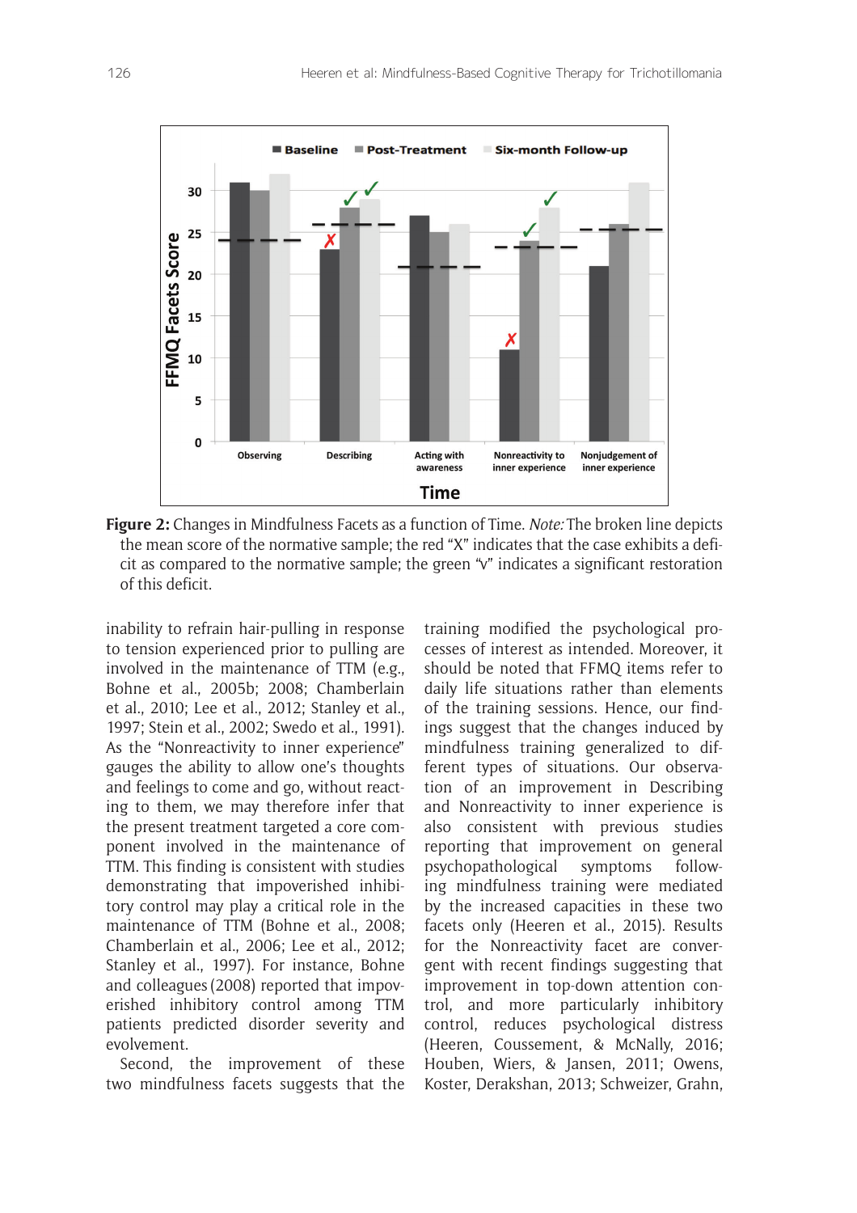**Figure 2:** Changes in Mindfulness Facets as a function of Time. *Note:* The broken line depicts the mean score of the normative sample; the red "X" indicates that the case exhibits a deficit as compared to the normative sample; the green "v" indicates a significant restoration of this deficit.

inability to refrain hair-pulling in response to tension experienced prior to pulling are involved in the maintenance of TTM (e.g., Bohne et al., 2005b; 2008; Chamberlain et al., 2010; Lee et al., 2012; Stanley et al., 1997; Stein et al., 2002; Swedo et al., 1991). As the "Nonreactivity to inner experience" gauges the ability to allow one's thoughts and feelings to come and go, without reacting to them, we may therefore infer that the present treatment targeted a core component involved in the maintenance of TTM. This finding is consistent with studies demonstrating that impoverished inhibitory control may play a critical role in the maintenance of TTM (Bohne et al., 2008; Chamberlain et al., 2006; Lee et al., 2012; Stanley et al., 1997). For instance, Bohne and colleagues (2008) reported that impoverished inhibitory control among TTM patients predicted disorder severity and evolvement.

Second, the improvement of these two mindfulness facets suggests that the training modified the psychological processes of interest as intended. Moreover, it should be noted that FFMQ items refer to daily life situations rather than elements of the training sessions. Hence, our findings suggest that the changes induced by mindfulness training generalized to different types of situations. Our observation of an improvement in Describing and Nonreactivity to inner experience is also consistent with previous studies reporting that improvement on general psychopathological symptoms following mindfulness training were mediated by the increased capacities in these two facets only (Heeren et al., 2015). Results for the Nonreactivity facet are convergent with recent findings suggesting that improvement in top-down attention control, and more particularly inhibitory control, reduces psychological distress (Heeren, Coussement, & McNally, 2016; Houben, Wiers, & Jansen, 2011; Owens, Koster, Derakshan, 2013; Schweizer, Grahn,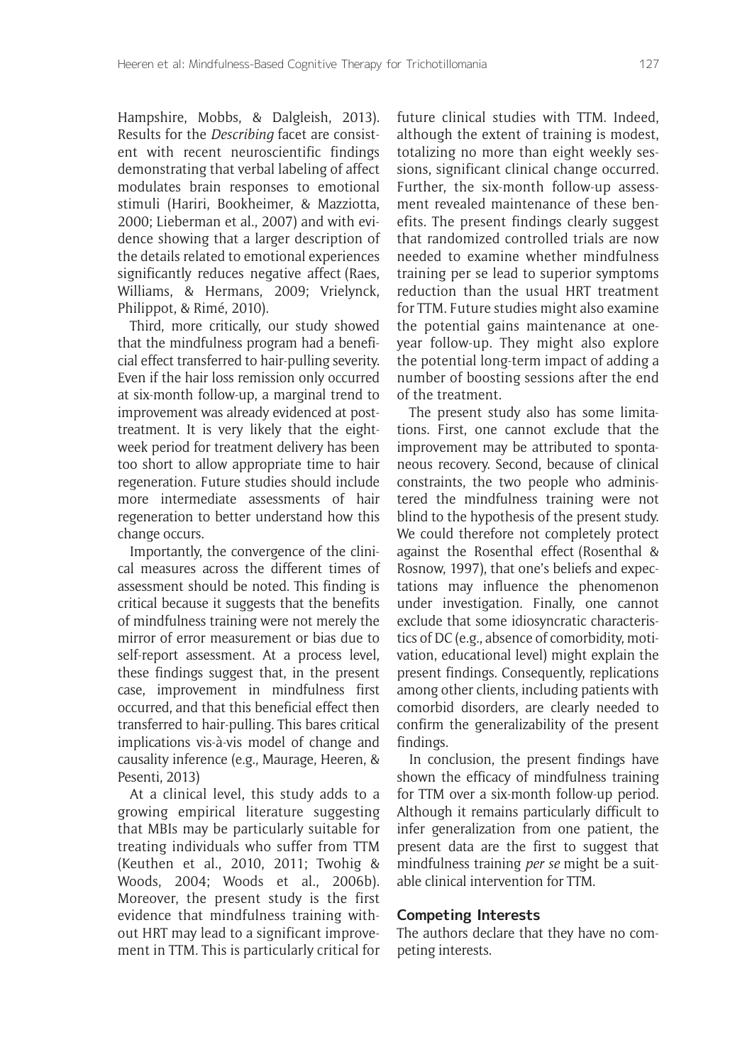Hampshire, Mobbs, & Dalgleish, 2013). Results for the *Describing* facet are consistent with recent neuroscientific findings demonstrating that verbal labeling of affect modulates brain responses to emotional stimuli (Hariri, Bookheimer, & Mazziotta, 2000; Lieberman et al., 2007) and with evidence showing that a larger description of the details related to emotional experiences significantly reduces negative affect (Raes, Williams, & Hermans, 2009; Vrielynck, Philippot, & Rimé, 2010).

Third, more critically, our study showed that the mindfulness program had a beneficial effect transferred to hair-pulling severity. Even if the hair loss remission only occurred at six-month follow-up, a marginal trend to improvement was already evidenced at post-treatment. It is very likely that the eight-week period for treatment delivery has been too short to allow appropriate time to hair regeneration. Future studies should include more intermediate assessments of hair regeneration to better understand how this change occurs.

Importantly, the convergence of the clinical measures across the different times of assessment should be noted. This finding is critical because it suggests that the benefits of mindfulness training were not merely the mirror of error measurement or bias due to self-report assessment. At a process level, these findings suggest that, in the present case, improvement in mindfulness first occurred, and that this beneficial effect then transferred to hair-pulling. This bares critical implications vis-à-vis model of change and causality inference (e.g., Maurage, Heeren, & Pesenti, 2013)

At a clinical level, this study adds to a growing empirical literature suggesting that MBIs may be particularly suitable for treating individuals who suffer from TTM (Keuthen et al., 2010, 2011; Twohig & Woods, 2004; Woods et al., 2006b). Moreover, the present study is the first evidence that mindfulness training without HRT may lead to a significant improvement in TTM. This is particularly critical for future clinical studies with TTM. Indeed, although the extent of training is modest, totalizing no more than eight weekly sessions, significant clinical change occurred. Further, the six-month follow-up assessment revealed maintenance of these benefits. The present findings clearly suggest that randomized controlled trials are now needed to examine whether mindfulness training per se lead to superior symptoms reduction than the usual HRT treatment for TTM. Future studies might also examine the potential gains maintenance at one-year follow-up. They might also explore the potential long-term impact of adding a number of boosting sessions after the end of the treatment.

The present study also has some limitations. First, one cannot exclude that the improvement may be attributed to spontaneous recovery. Second, because of clinical constraints, the two people who administered the mindfulness training were not blind to the hypothesis of the present study. We could therefore not completely protect against the Rosenthal effect (Rosenthal & Rosnow, 1997), that one's beliefs and expectations may influence the phenomenon under investigation. Finally, one cannot exclude that some idiosyncratic characteristics of DC (e.g., absence of comorbidity, motivation, educational level) might explain the present findings. Consequently, replications among other clients, including patients with comorbid disorders, are clearly needed to confirm the generalizability of the present findings.

In conclusion, the present findings have shown the efficacy of mindfulness training for TTM over a six-month follow-up period. Although it remains particularly difficult to infer generalization from one patient, the present data are the first to suggest that mindfulness training *per se* might be a suitable clinical intervention for TTM.

### Competing Interests

The authors declare that they have no competing interests.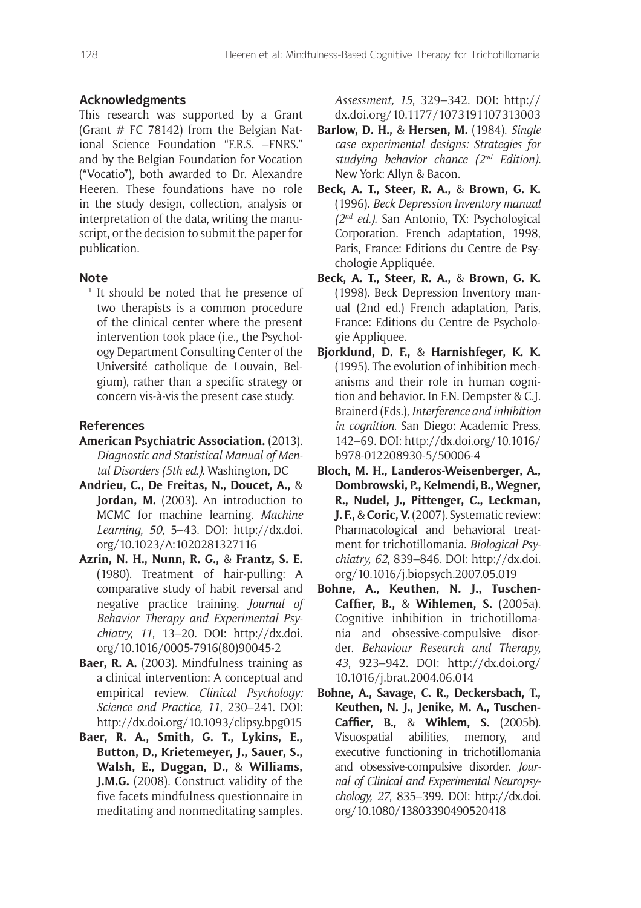## Acknowledgments

This research was supported by a Grant (Grant # FC 78142) from the Belgian National Science Foundation "F.R.S. –FNRS." and by the Belgian Foundation for Vocation ("Vocatio"), both awarded to Dr. Alexandre Heeren. These foundations have no role in the study design, collection, analysis or interpretation of the data, writing the manuscript, or the decision to submit the paper for publication.

## Note

[1] It should be noted that he presence of two therapists is a common procedure of the clinical center where the present intervention took place (i.e., the Psychology Department Consulting Center of the Université catholique de Louvain, Belgium), rather than a specific strategy or concern vis-à-vis the present case study.

## References

**American Psychiatric Association.** (2013). *Diagnostic and Statistical Manual of Mental Disorders (5th ed.).* Washington, DC

**Andrieu, C., De Freitas, N., Doucet, A.,** & **Jordan, M.** (2003). An introduction to MCMC for machine learning. *Machine Learning, 50*, 5–43. DOI: http://dx.doi.org/10.1023/A:1020281327116

**Azrin, N. H., Nunn, R. G.,** & **Frantz, S. E.** (1980). Treatment of hair-pulling: A comparative study of habit reversal and negative practice training. *Journal of Behavior Therapy and Experimental Psychiatry, 11*, 13–20. DOI: http://dx.doi.org/10.1016/0005-7916(80)90045-2

**Baer, R. A.** (2003). Mindfulness training as a clinical intervention: A conceptual and empirical review. *Clinical Psychology: Science and Practice, 11*, 230–241. DOI: http://dx.doi.org/10.1093/clipsy.bpg015

**Baer, R. A., Smith, G. T., Lykins, E., Button, D., Krietemeyer, J., Sauer, S., Walsh, E., Duggan, D.,** & **Williams, J.M.G.** (2008). Construct validity of the five facets mindfulness questionnaire in meditating and nonmeditating samples. *Assessment, 15*, 329–342. DOI: http://dx.doi.org/10.1177/1073191107313003

**Barlow, D. H.,** & **Hersen, M.** (1984). *Single case experimental designs: Strategies for studying behavior chance (2nd Edition).* New York: Allyn & Bacon.

**Beck, A. T., Steer, R. A.,** & **Brown, G. K.** (1996). *Beck Depression Inventory manual (2nd ed.).* San Antonio, TX: Psychological Corporation. French adaptation, 1998, Paris, France: Editions du Centre de Psychologie Appliquée.

**Beck, A. T., Steer, R. A.,** & **Brown, G. K.** (1998). Beck Depression Inventory manual (2nd ed.) French adaptation, Paris, France: Editions du Centre de Psychologie Appliquee.

**Bjorklund, D. F.,** & **Harnishfeger, K. K.** (1995). The evolution of inhibition mechanisms and their role in human cognition and behavior. In F.N. Dempster & C.J. Brainerd (Eds.), *Interference and inhibition in cognition*. San Diego: Academic Press, 142–69. DOI: http://dx.doi.org/10.1016/b978-012208930-5/50006-4

**Bloch, M. H., Landeros-Weisenberger, A., Dombrowski, P., Kelmendi, B., Wegner, R., Nudel, J., Pittenger, C., Leckman, J. F.,** & **Coric, V.** (2007). Systematic review: Pharmacological and behavioral treatment for trichotillomania. *Biological Psychiatry, 62*, 839–846. DOI: http://dx.doi.org/10.1016/j.biopsych.2007.05.019

**Bohne, A., Keuthen, N. J., Tuschen-Caffier, B.,** & **Wihlemen, S.** (2005a). Cognitive inhibition in trichotillomania and obsessive-compulsive disorder. *Behaviour Research and Therapy, 43*, 923–942. DOI: http://dx.doi.org/10.1016/j.brat.2004.06.014

**Bohne, A., Savage, C. R., Deckersbach, T., Keuthen, N. J., Jenike, M. A., Tuschen-Caffier, B.,** & **Wihlem, S.** (2005b). Visuospatial abilities, memory, and executive functioning in trichotillomania and obsessive-compulsive disorder. *Journal of Clinical and Experimental Neuropsychology, 27*, 835–399. DOI: http://dx.doi.org/10.1080/13803390490520418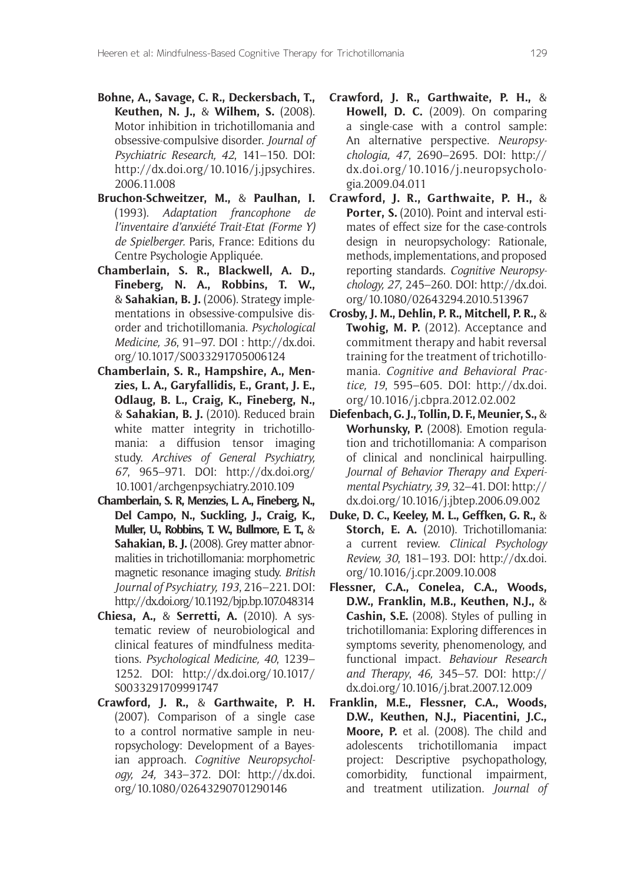**Bohne, A., Savage, C. R., Deckersbach, T., Keuthen, N. J.,** & **Wilhem, S.** (2008). Motor inhibition in trichotillomania and obsessive-compulsive disorder. *Journal of Psychiatric Research, 42*, 141–150. DOI: http://dx.doi.org/10.1016/j.jpsychires.2006.11.008

**Bruchon-Schweitzer, M.,** & **Paulhan, I.** (1993). *Adaptation francophone de l'inventaire d'anxiété Trait-Etat (Forme Y) de Spielberger.* Paris, France: Editions du Centre Psychologie Appliquée.

**Chamberlain, S. R., Blackwell, A. D., Fineberg, N. A., Robbins, T. W.,** & **Sahakian, B. J.** (2006). Strategy implementations in obsessive-compulsive disorder and trichotillomania. *Psychological Medicine, 36*, 91–97. DOI : http://dx.doi.org/10.1017/S0033291705006124

**Chamberlain, S. R., Hampshire, A., Menzies, L. A., Garyfallidis, E., Grant, J. E., Odlaug, B. L., Craig, K., Fineberg, N.,** & **Sahakian, B. J.** (2010). Reduced brain white matter integrity in trichotillomania: a diffusion tensor imaging study. *Archives of General Psychiatry, 67*, 965–971. DOI: http://dx.doi.org/10.1001/archgenpsychiatry.2010.109

**Chamberlain, S. R, Menzies, L. A., Fineberg, N., Del Campo, N., Suckling, J., Craig, K., Muller, U., Robbins, T. W., Bullmore, E. T.,** & **Sahakian, B. J.** (2008). Grey matter abnormalities in trichotillomania: morphometric magnetic resonance imaging study. *British Journal of Psychiatry, 193*, 216–221. DOI: http://dx.doi.org/10.1192/bjp.bp.107.048314

**Chiesa, A.,** & **Serretti, A.** (2010). A systematic review of neurobiological and clinical features of mindfulness meditations. *Psychological Medicine, 40*, 1239–1252. DOI: http://dx.doi.org/10.1017/S0033291709991747

**Crawford, J. R.,** & **Garthwaite, P. H.** (2007). Comparison of a single case to a control normative sample in neuropsychology: Development of a Bayesian approach. *Cognitive Neuropsychology, 24,* 343–372. DOI: http://dx.doi.org/10.1080/02643290701290146

**Crawford, J. R., Garthwaite, P. H.,** & **Howell, D. C.** (2009). On comparing a single-case with a control sample: An alternative perspective. *Neuropsychologia, 47*, 2690–2695. DOI: http://dx.doi.org/10.1016/j.neuropsychologia.2009.04.011

**Crawford, J. R., Garthwaite, P. H.,** & **Porter, S.** (2010). Point and interval estimates of effect size for the case-controls design in neuropsychology: Rationale, methods, implementations, and proposed reporting standards. *Cognitive Neuropsychology, 27*, 245–260. DOI: http://dx.doi.org/10.1080/02643294.2010.513967

**Crosby, J. M., Dehlin, P. R., Mitchell, P. R.,** & **Twohig, M. P.** (2012). Acceptance and commitment therapy and habit reversal training for the treatment of trichotillomania. *Cognitive and Behavioral Practice, 19*, 595–605. DOI: http://dx.doi.org/10.1016/j.cbpra.2012.02.002

**Diefenbach, G. J., Tollin, D. F., Meunier, S.,** & **Worhunsky, P.** (2008). Emotion regulation and trichotillomania: A comparison of clinical and nonclinical hairpulling. *Journal of Behavior Therapy and Experimental Psychiatry, 39,* 32–41. DOI: http://dx.doi.org/10.1016/j.jbtep.2006.09.002

**Duke, D. C., Keeley, M. L., Geffken, G. R.,** & **Storch, E. A.** (2010). Trichotillomania: a current review. *Clinical Psychology Review, 30*, 181–193. DOI: http://dx.doi.org/10.1016/j.cpr.2009.10.008

**Flessner, C.A., Conelea, C.A., Woods, D.W., Franklin, M.B., Keuthen, N.J.,** & **Cashin, S.E.** (2008). Styles of pulling in trichotillomania: Exploring differences in symptoms severity, phenomenology, and functional impact. *Behaviour Research and Therapy*, *46,* 345–57. DOI: http://dx.doi.org/10.1016/j.brat.2007.12.009

**Franklin, M.E., Flessner, C.A., Woods, D.W., Keuthen, N.J., Piacentini, J.C., Moore, P.** et al. (2008). The child and adolescents trichotillomania impact project: Descriptive psychopathology, comorbidity, functional impairment, and treatment utilization. *Journal of*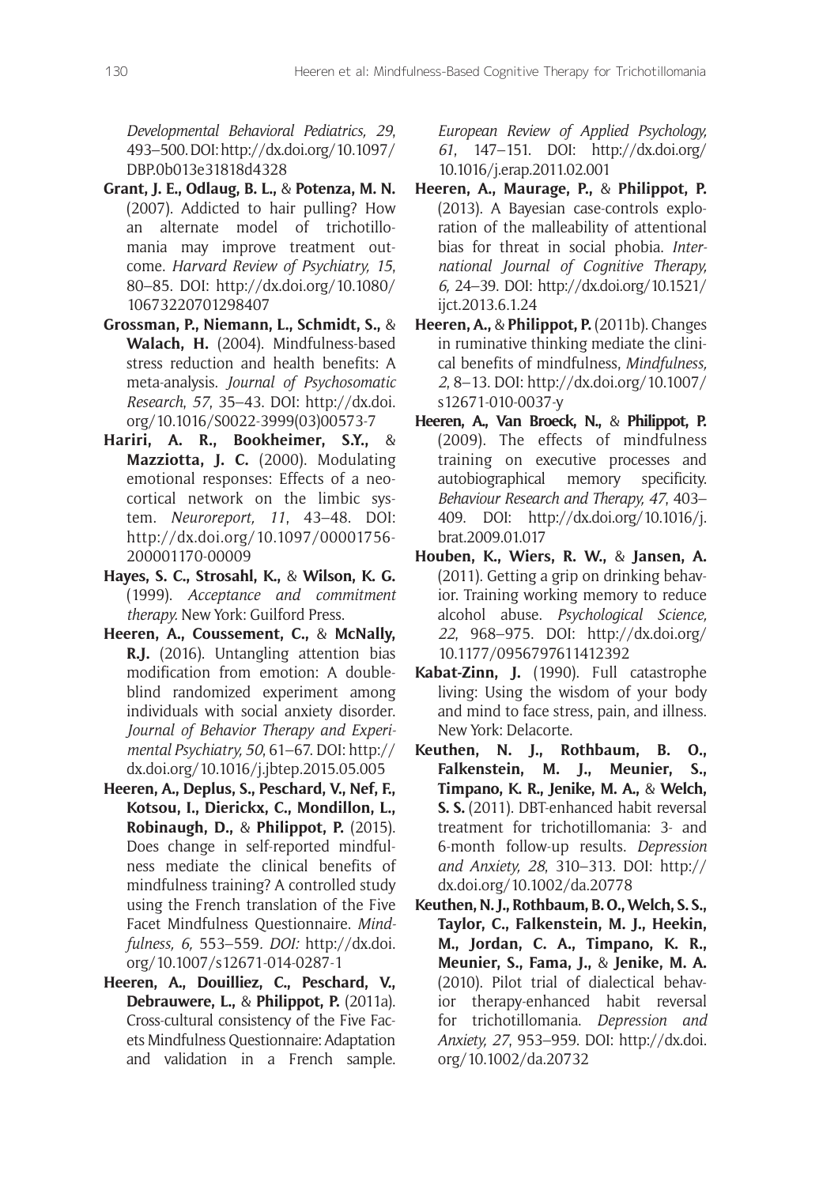*Developmental Behavioral Pediatrics, 29*, 493–500. DOI: http://dx.doi.org/10.1097/DBP.0b013e31818d4328

**Grant, J. E., Odlaug, B. L.,** & **Potenza, M. N.** (2007). Addicted to hair pulling? How an alternate model of trichotillomania may improve treatment outcome. *Harvard Review of Psychiatry, 15*, 80–85. DOI: http://dx.doi.org/10.1080/10673220701298407

**Grossman, P., Niemann, L., Schmidt, S.,** & **Walach, H.** (2004). Mindfulness-based stress reduction and health benefits: A meta-analysis. *Journal of Psychosomatic Research, 57*, 35–43. DOI: http://dx.doi.org/10.1016/S0022-3999(03)00573-7

**Hariri, A. R., Bookheimer, S.Y.,** & **Mazziotta, J. C.** (2000). Modulating emotional responses: Effects of a neocortical network on the limbic system. *Neuroreport, 11*, 43–48. DOI: http://dx.doi.org/10.1097/00001756-200001170-00009

**Hayes, S. C., Strosahl, K.,** & **Wilson, K. G.** (1999). *Acceptance and commitment therapy.* New York: Guilford Press.

**Heeren, A., Coussement, C.,** & **McNally, R.J.** (2016). Untangling attention bias modification from emotion: A double-blind randomized experiment among individuals with social anxiety disorder. *Journal of Behavior Therapy and Experimental Psychiatry, 50*, 61–67. DOI: http://dx.doi.org/10.1016/j.jbtep.2015.05.005

**Heeren, A., Deplus, S., Peschard, V., Nef, F., Kotsou, I., Dierickx, C., Mondillon, L., Robinaugh, D.,** & **Philippot, P.** (2015). Does change in self-reported mindfulness mediate the clinical benefits of mindfulness training? A controlled study using the French translation of the Five Facet Mindfulness Questionnaire. *Mindfulness, 6,* 553–559. *DOI:* http://dx.doi.org/10.1007/s12671-014-0287-1

**Heeren, A., Douilliez, C., Peschard, V., Debrauwere, L.,** & **Philippot, P.** (2011a). Cross-cultural consistency of the Five Facets Mindfulness Questionnaire: Adaptation and validation in a French sample. *European Review of Applied Psychology, 61*, 147–151. DOI: http://dx.doi.org/10.1016/j.erap.2011.02.001

**Heeren, A., Maurage, P.,** & **Philippot, P.** (2013). A Bayesian case-controls exploration of the malleability of attentional bias for threat in social phobia. *International Journal of Cognitive Therapy, 6,* 24–39. DOI: http://dx.doi.org/10.1521/ijct.2013.6.1.24

**Heeren, A.,** & **Philippot, P.** (2011b). Changes in ruminative thinking mediate the clinical benefits of mindfulness, *Mindfulness, 2*, 8–13. DOI: http://dx.doi.org/10.1007/s12671-010-0037-y

**Heeren, A., Van Broeck, N.,** & **Philippot, P.** (2009). The effects of mindfulness training on executive processes and autobiographical memory specificity. *Behaviour Research and Therapy, 47*, 403–409. DOI: http://dx.doi.org/10.1016/j.brat.2009.01.017

**Houben, K., Wiers, R. W.,** & **Jansen, A.** (2011). Getting a grip on drinking behavior. Training working memory to reduce alcohol abuse. *Psychological Science, 22*, 968–975. DOI: http://dx.doi.org/10.1177/0956797611412392

**Kabat-Zinn, J.** (1990). Full catastrophe living: Using the wisdom of your body and mind to face stress, pain, and illness. New York: Delacorte.

**Keuthen, N. J., Rothbaum, B. O., Falkenstein, M. J., Meunier, S., Timpano, K. R., Jenike, M. A.,** & **Welch, S. S.** (2011). DBT-enhanced habit reversal treatment for trichotillomania: 3- and 6-month follow-up results. *Depression and Anxiety, 28*, 310–313. DOI: http://dx.doi.org/10.1002/da.20778

**Keuthen, N. J., Rothbaum, B. O., Welch, S. S., Taylor, C., Falkenstein, M. J., Heekin, M., Jordan, C. A., Timpano, K. R., Meunier, S., Fama, J.,** & **Jenike, M. A.** (2010). Pilot trial of dialectical behavior therapy-enhanced habit reversal for trichotillomania. *Depression and Anxiety, 27*, 953–959. DOI: http://dx.doi.org/10.1002/da.20732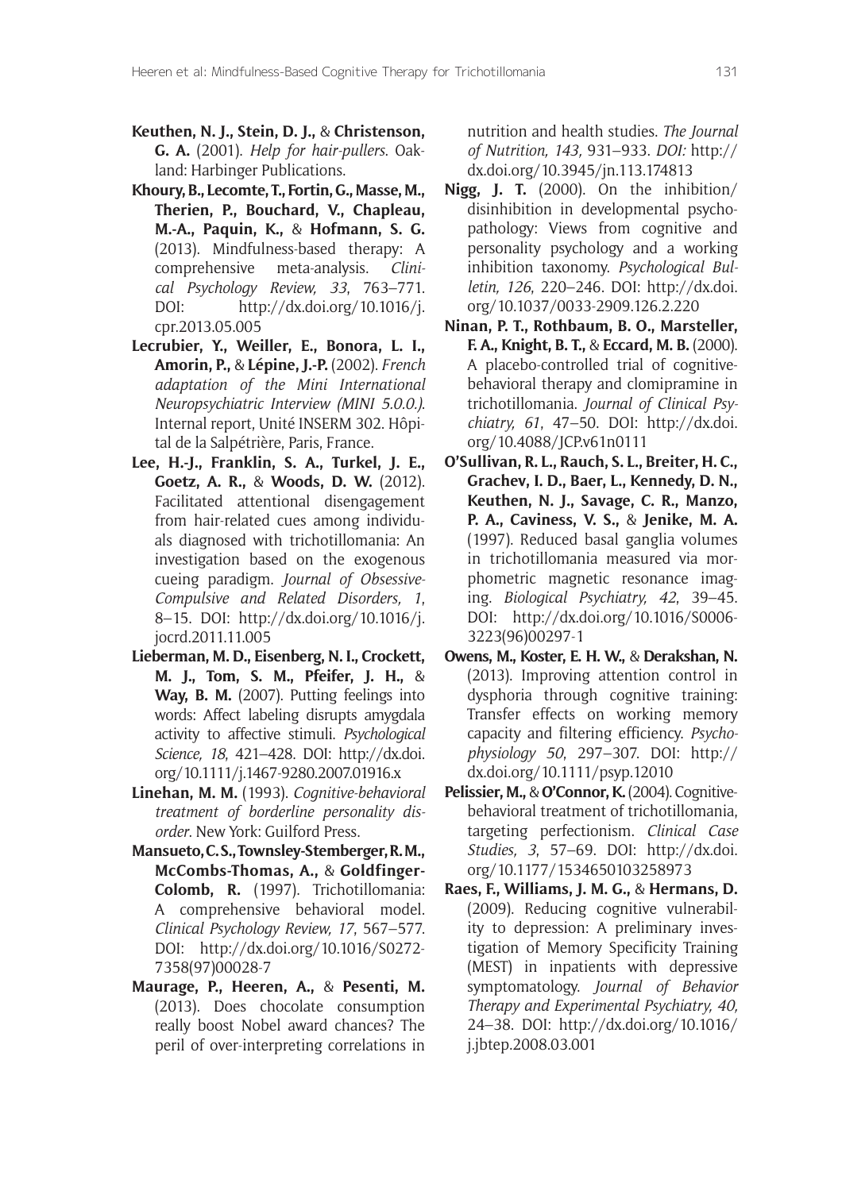**Keuthen, N. J., Stein, D. J.,** & **Christenson, G. A.** (2001). *Help for hair-pullers*. Oakland: Harbinger Publications.

**Khoury, B., Lecomte, T., Fortin, G., Masse, M., Therien, P., Bouchard, V., Chapleau, M.-A., Paquin, K.,** & **Hofmann, S. G.** (2013). Mindfulness-based therapy: A comprehensive meta-analysis. *Clinical Psychology Review, 33*, 763–771. DOI: http://dx.doi.org/10.1016/j.cpr.2013.05.005

**Lecrubier, Y., Weiller, E., Bonora, L. I., Amorin, P.,** & **Lépine, J.-P.** (2002). *French adaptation of the Mini International Neuropsychiatric Interview (MINI 5.0.0.)*. Internal report, Unité INSERM 302. Hôpital de la Salpétrière, Paris, France.

**Lee, H.-J., Franklin, S. A., Turkel, J. E., Goetz, A. R.,** & **Woods, D. W.** (2012). Facilitated attentional disengagement from hair-related cues among individuals diagnosed with trichotillomania: An investigation based on the exogenous cueing paradigm. *Journal of Obsessive-Compulsive and Related Disorders, 1*, 8–15. DOI: http://dx.doi.org/10.1016/j.jocrd.2011.11.005

**Lieberman, M. D., Eisenberg, N. I., Crockett, M. J., Tom, S. M., Pfeifer, J. H.,** & **Way, B. M.** (2007). Putting feelings into words: Affect labeling disrupts amygdala activity to affective stimuli. *Psychological Science, 18*, 421–428. DOI: http://dx.doi.org/10.1111/j.1467-9280.2007.01916.x

**Linehan, M. M.** (1993). *Cognitive-behavioral treatment of borderline personality disorder*. New York: Guilford Press.

**Mansueto, C. S., Townsley-Stemberger, R. M., McCombs-Thomas, A.,** & **Goldfinger-Colomb, R.** (1997). Trichotillomania: A comprehensive behavioral model. *Clinical Psychology Review, 17*, 567–577. DOI: http://dx.doi.org/10.1016/S0272-7358(97)00028-7

**Maurage, P., Heeren, A.,** & **Pesenti, M.** (2013). Does chocolate consumption really boost Nobel award chances? The peril of over-interpreting correlations in nutrition and health studies. *The Journal of Nutrition, 143,* 931–933. *DOI:* http://dx.doi.org/10.3945/jn.113.174813

**Nigg, J. T.** (2000). On the inhibition/disinhibition in developmental psychopathology: Views from cognitive and personality psychology and a working inhibition taxonomy. *Psychological Bulletin, 126*, 220–246. DOI: http://dx.doi.org/10.1037/0033-2909.126.2.220

**Ninan, P. T., Rothbaum, B. O., Marsteller, F. A., Knight, B. T.,** & **Eccard, M. B.** (2000). A placebo-controlled trial of cognitive-behavioral therapy and clomipramine in trichotillomania. *Journal of Clinical Psychiatry, 61*, 47–50. DOI: http://dx.doi.org/10.4088/JCP.v61n0111

**O'Sullivan, R. L., Rauch, S. L., Breiter, H. C., Grachev, I. D., Baer, L., Kennedy, D. N., Keuthen, N. J., Savage, C. R., Manzo, P. A., Caviness, V. S.,** & **Jenike, M. A.** (1997). Reduced basal ganglia volumes in trichotillomania measured via morphometric magnetic resonance imaging. *Biological Psychiatry, 42*, 39–45. DOI: http://dx.doi.org/10.1016/S0006-3223(96)00297-1

**Owens, M., Koster, E. H. W.,** & **Derakshan, N.** (2013). Improving attention control in dysphoria through cognitive training: Transfer effects on working memory capacity and filtering efficiency. *Psychophysiology 50*, 297–307. DOI: http://dx.doi.org/10.1111/psyp.12010

**Pelissier, M.,** & **O'Connor, K.** (2004). Cognitive-behavioral treatment of trichotillomania, targeting perfectionism. *Clinical Case Studies, 3*, 57–69. DOI: http://dx.doi.org/10.1177/1534650103258973

**Raes, F., Williams, J. M. G.,** & **Hermans, D.** (2009). Reducing cognitive vulnerability to depression: A preliminary investigation of Memory Specificity Training (MEST) in inpatients with depressive symptomatology. *Journal of Behavior Therapy and Experimental Psychiatry, 40,* 24–38. DOI: http://dx.doi.org/10.1016/j.jbtep.2008.03.001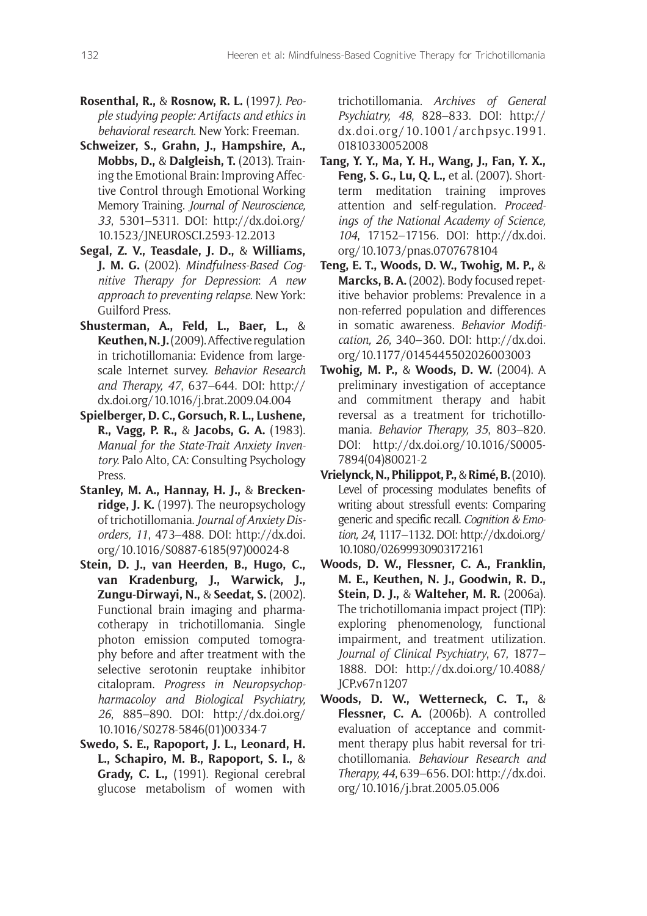**Rosenthal, R.,** & **Rosnow, R. L.** (1997*). People studying people: Artifacts and ethics in behavioral research*. New York: Freeman.

**Schweizer, S., Grahn, J., Hampshire, A., Mobbs, D.,** & **Dalgleish, T.** (2013). Training the Emotional Brain: Improving Affective Control through Emotional Working Memory Training. *Journal of Neuroscience, 33*, 5301–5311. DOI: http://dx.doi.org/10.1523/JNEUROSCI.2593-12.2013

**Segal, Z. V., Teasdale, J. D.,** & **Williams, J. M. G.** (2002). *Mindfulness-Based Cognitive Therapy for Depression*: *A new approach to preventing relapse*. New York: Guilford Press.

**Shusterman, A., Feld, L., Baer, L.,** & **Keuthen, N. J.** (2009). Affective regulation in trichotillomania: Evidence from large-scale Internet survey. *Behavior Research and Therapy, 47*, 637–644. DOI: http://dx.doi.org/10.1016/j.brat.2009.04.004

**Spielberger, D. C., Gorsuch, R. L., Lushene, R., Vagg, P. R.,** & **Jacobs, G. A.** (1983). *Manual for the State-Trait Anxiety Inventory.* Palo Alto, CA: Consulting Psychology Press.

**Stanley, M. A., Hannay, H. J.,** & **Breckenridge, J. K.** (1997). The neuropsychology of trichotillomania. *Journal of Anxiety Disorders, 11*, 473–488. DOI: http://dx.doi.org/10.1016/S0887-6185(97)00024-8

**Stein, D. J., van Heerden, B., Hugo, C., van Kradenburg, J., Warwick, J., Zungu-Dirwayi, N.,** & **Seedat, S.** (2002). Functional brain imaging and pharmacotherapy in trichotillomania. Single photon emission computed tomography before and after treatment with the selective serotonin reuptake inhibitor citalopram. *Progress in Neuropsychopharmacoloy and Biological Psychiatry, 26*, 885–890. DOI: http://dx.doi.org/10.1016/S0278-5846(01)00334-7

**Swedo, S. E., Rapoport, J. L., Leonard, H. L., Schapiro, M. B., Rapoport, S. I.,** & **Grady, C. L.,** (1991). Regional cerebral glucose metabolism of women with trichotillomania. *Archives of General Psychiatry, 48*, 828–833. DOI: http://dx.doi.org/10.1001/archpsyc.1991.01810330052008

**Tang, Y. Y., Ma, Y. H., Wang, J., Fan, Y. X., Feng, S. G., Lu, Q. L.,** et al. (2007). Short-term meditation training improves attention and self-regulation. *Proceedings of the National Academy of Science, 104*, 17152–17156. DOI: http://dx.doi.org/10.1073/pnas.0707678104

**Teng, E. T., Woods, D. W., Twohig, M. P.,** & **Marcks, B. A.** (2002). Body focused repetitive behavior problems: Prevalence in a non-referred population and differences in somatic awareness. *Behavior Modification, 26*, 340–360. DOI: http://dx.doi.org/10.1177/0145445502026003003

**Twohig, M. P.,** & **Woods, D. W.** (2004). A preliminary investigation of acceptance and commitment therapy and habit reversal as a treatment for trichotillomania. *Behavior Therapy, 35*, 803–820. DOI: http://dx.doi.org/10.1016/S0005-7894(04)80021-2

**Vrielynck, N., Philippot, P.,** & **Rimé, B.** (2010). Level of processing modulates benefits of writing about stressfull events: Comparing generic and specific recall. *Cognition & Emotion, 24*, 1117–1132. DOI: http://dx.doi.org/10.1080/02699930903172161

**Woods, D. W., Flessner, C. A., Franklin, M. E., Keuthen, N. J., Goodwin, R. D., Stein, D. J.,** & **Walteher, M. R.** (2006a). The trichotillomania impact project (TIP): exploring phenomenology, functional impairment, and treatment utilization. *Journal of Clinical Psychiatry*, 67, 1877–1888. DOI: http://dx.doi.org/10.4088/JCP.v67n1207

**Woods, D. W., Wetterneck, C. T.,** & **Flessner, C. A.** (2006b). A controlled evaluation of acceptance and commitment therapy plus habit reversal for trichotillomania. *Behaviour Research and Therapy, 44*, 639–656. DOI: http://dx.doi.org/10.1016/j.brat.2005.05.006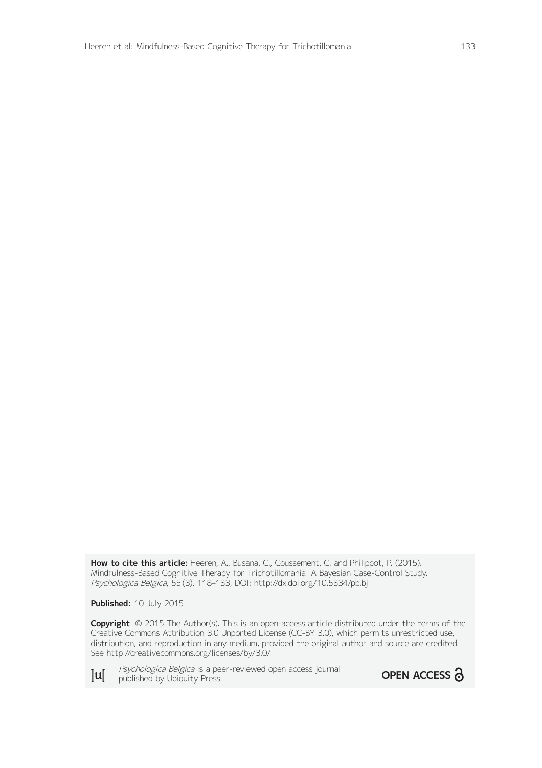**How to cite this article**: Heeren, A., Busana, C., Coussement, C. and Philippot, P. (2015). Mindfulness-Based Cognitive Therapy for Trichotillomania: A Bayesian Case-Control Study. *Psychologica Belgica*, 55(3), 118–133, DOI: http://dx.doi.org/10.5334/pb.bj

**Published:** 10 July 2015

**Copyright**: © 2015 The Author(s). This is an open-access article distributed under the terms of the Creative Commons Attribution 3.0 Unported License (CC-BY 3.0), which permits unrestricted use, distribution, and reproduction in any medium, provided the original author and source are credited. See http://creativecommons.org/licenses/by/3.0/.

*Psychologica Belgica* is a peer-reviewed open access journal published by Ubiquity Press.

OPEN ACCESS